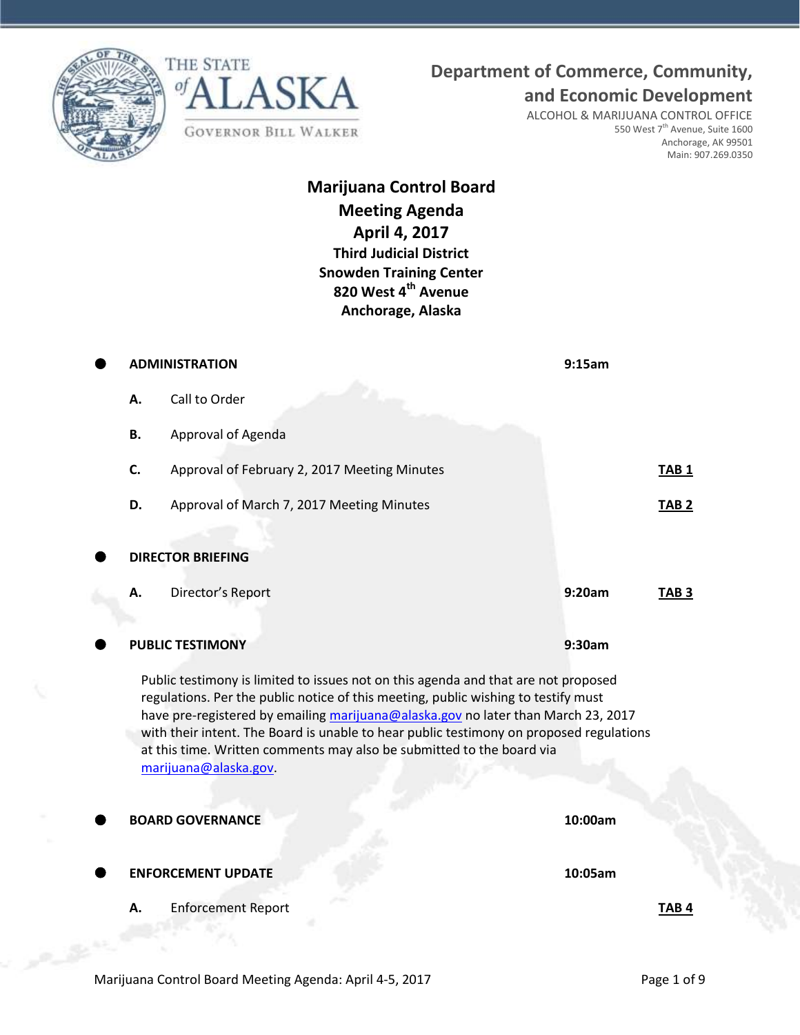THE STATE of ALASKA

GOVERNOR BILL WALKER

**Department of Commerce, Community, and Economic Development**

ALCOHOL & MARIJUANA CONTROL OFFICE
550 West 7th Avenue, Suite 1600
Anchorage, AK 99501
Main: 907.269.0350

# Marijuana Control Board Meeting Agenda April 4, 2017

**Third Judicial District**
**Snowden Training Center**
**820 West 4th Avenue**
**Anchorage, Alaska**

| | | | |
|---|---|---|---|
| ● | **ADMINISTRATION** | **9:15am** | |
| **A.** | Call to Order | | |
| **B.** | Approval of Agenda | | |
| **C.** | Approval of February 2, 2017 Meeting Minutes | | **TAB 1** |
| **D.** | Approval of March 7, 2017 Meeting Minutes | | **TAB 2** |
| ● | **DIRECTOR BRIEFING** | | |
| **A.** | Director's Report | **9:20am** | **TAB 3** |
| ● | **PUBLIC TESTIMONY** | **9:30am** | |

Public testimony is limited to issues not on this agenda and that are not proposed regulations. Per the public notice of this meeting, public wishing to testify must have pre-registered by emailing marijuana@alaska.gov no later than March 23, 2017 with their intent. The Board is unable to hear public testimony on proposed regulations at this time. Written comments may also be submitted to the board via marijuana@alaska.gov.

| | | | |
|---|---|---|---|
| ● | **BOARD GOVERNANCE** | **10:00am** | |
| ● | **ENFORCEMENT UPDATE** | **10:05am** | |
| **A.** | Enforcement Report | | **TAB 4** |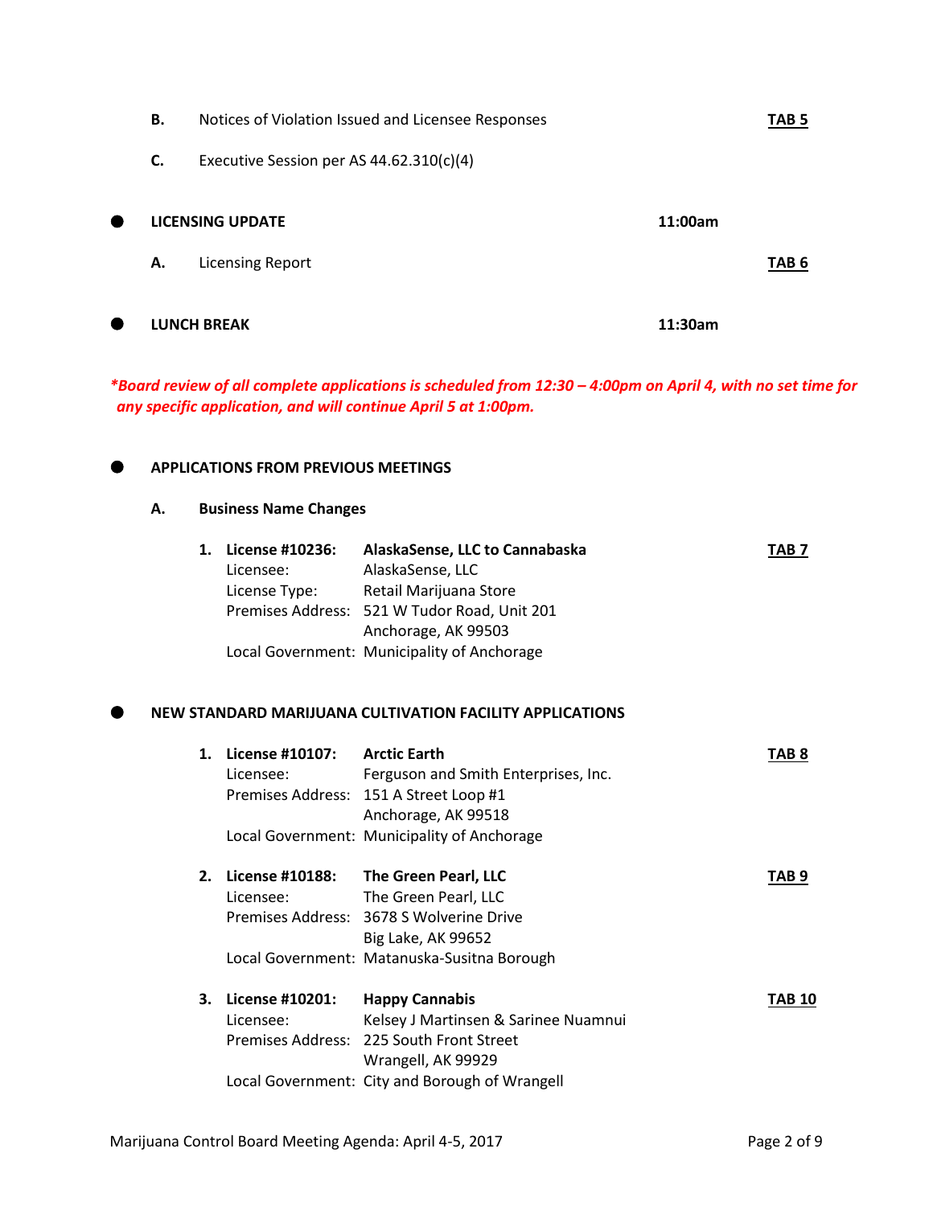**B.** Notices of Violation Issued and Licensee Responses **TAB 5**

**C.** Executive Session per AS 44.62.310(c)(4)

- **LICENSING UPDATE** **11:00am**

**A.** Licensing Report **TAB 6**

- **LUNCH BREAK** **11:30am**

***\*Board review of all complete applications is scheduled from 12:30 – 4:00pm on April 4, with no set time for any specific application, and will continue April 5 at 1:00pm.***

- **APPLICATIONS FROM PREVIOUS MEETINGS**

**A.** **Business Name Changes**

1. **License #10236:** **AlaskaSense, LLC to Cannabaska** **TAB 7**
   Licensee: AlaskaSense, LLC
   License Type: Retail Marijuana Store
   Premises Address: 521 W Tudor Road, Unit 201
   Anchorage, AK 99503
   Local Government: Municipality of Anchorage

- **NEW STANDARD MARIJUANA CULTIVATION FACILITY APPLICATIONS**

1. **License #10107:** **Arctic Earth** **TAB 8**
   Licensee: Ferguson and Smith Enterprises, Inc.
   Premises Address: 151 A Street Loop #1
   Anchorage, AK 99518
   Local Government: Municipality of Anchorage

2. **License #10188:** **The Green Pearl, LLC** **TAB 9**
   Licensee: The Green Pearl, LLC
   Premises Address: 3678 S Wolverine Drive
   Big Lake, AK 99652
   Local Government: Matanuska-Susitna Borough

3. **License #10201:** **Happy Cannabis** **TAB 10**
   Licensee: Kelsey J Martinsen & Sarinee Nuamnui
   Premises Address: 225 South Front Street
   Wrangell, AK 99929
   Local Government: City and Borough of Wrangell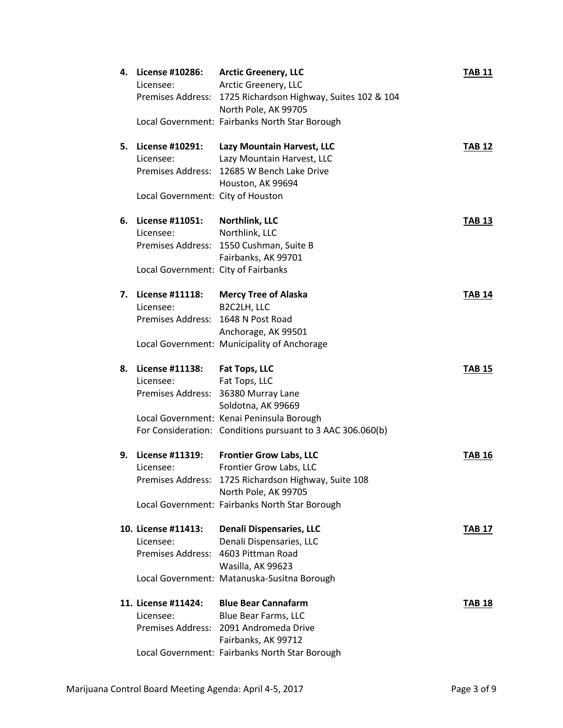4. **License #10286:** **Arctic Greenery, LLC** **TAB 11**
   Licensee: Arctic Greenery, LLC
   Premises Address: 1725 Richardson Highway, Suites 102 & 104
   North Pole, AK 99705
   Local Government: Fairbanks North Star Borough

5. **License #10291:** **Lazy Mountain Harvest, LLC** **TAB 12**
   Licensee: Lazy Mountain Harvest, LLC
   Premises Address: 12685 W Bench Lake Drive
   Houston, AK 99694
   Local Government: City of Houston

6. **License #11051:** **Northlink, LLC** **TAB 13**
   Licensee: Northlink, LLC
   Premises Address: 1550 Cushman, Suite B
   Fairbanks, AK 99701
   Local Government: City of Fairbanks

7. **License #11118:** **Mercy Tree of Alaska** **TAB 14**
   Licensee: B2C2LH, LLC
   Premises Address: 1648 N Post Road
   Anchorage, AK 99501
   Local Government: Municipality of Anchorage

8. **License #11138:** **Fat Tops, LLC** **TAB 15**
   Licensee: Fat Tops, LLC
   Premises Address: 36380 Murray Lane
   Soldotna, AK 99669
   Local Government: Kenai Peninsula Borough
   For Consideration: Conditions pursuant to 3 AAC 306.060(b)

9. **License #11319:** **Frontier Grow Labs, LLC** **TAB 16**
   Licensee: Frontier Grow Labs, LLC
   Premises Address: 1725 Richardson Highway, Suite 108
   North Pole, AK 99705
   Local Government: Fairbanks North Star Borough

10. **License #11413:** **Denali Dispensaries, LLC** **TAB 17**
    Licensee: Denali Dispensaries, LLC
    Premises Address: 4603 Pittman Road
    Wasilla, AK 99623
    Local Government: Matanuska-Susitna Borough

11. **License #11424:** **Blue Bear Cannafarm** **TAB 18**
    Licensee: Blue Bear Farms, LLC
    Premises Address: 2091 Andromeda Drive
    Fairbanks, AK 99712
    Local Government: Fairbanks North Star Borough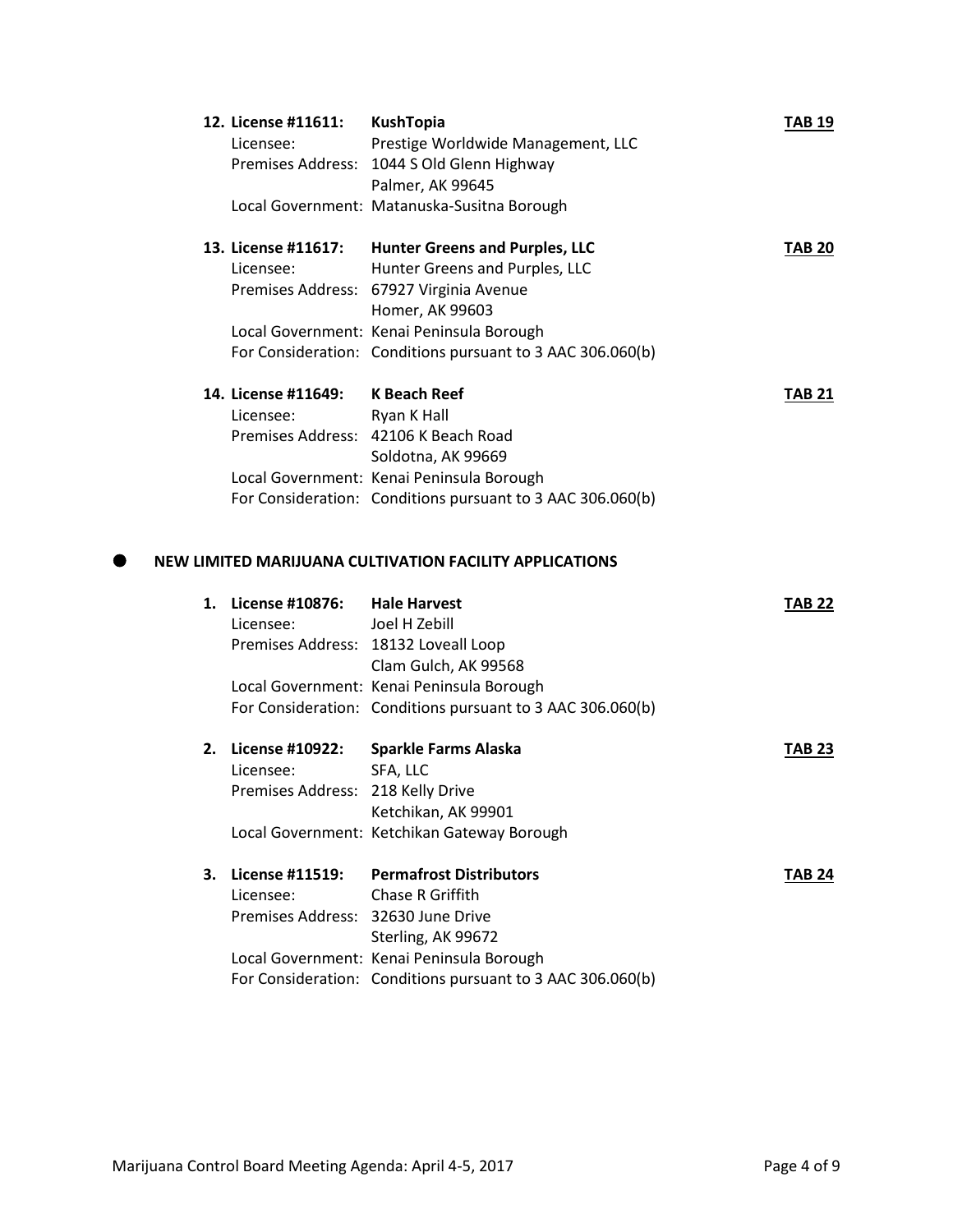12. **License #11611: KushTopia** **TAB 19**
    Licensee: Prestige Worldwide Management, LLC
    Premises Address: 1044 S Old Glenn Highway
    Palmer, AK 99645
    Local Government: Matanuska-Susitna Borough

13. **License #11617: Hunter Greens and Purples, LLC** **TAB 20**
    Licensee: Hunter Greens and Purples, LLC
    Premises Address: 67927 Virginia Avenue
    Homer, AK 99603
    Local Government: Kenai Peninsula Borough
    For Consideration: Conditions pursuant to 3 AAC 306.060(b)

14. **License #11649: K Beach Reef** **TAB 21**
    Licensee: Ryan K Hall
    Premises Address: 42106 K Beach Road
    Soldotna, AK 99669
    Local Government: Kenai Peninsula Borough
    For Consideration: Conditions pursuant to 3 AAC 306.060(b)

- **NEW LIMITED MARIJUANA CULTIVATION FACILITY APPLICATIONS**

1. **License #10876: Hale Harvest** **TAB 22**
   Licensee: Joel H Zebill
   Premises Address: 18132 Loveall Loop
   Clam Gulch, AK 99568
   Local Government: Kenai Peninsula Borough
   For Consideration: Conditions pursuant to 3 AAC 306.060(b)

2. **License #10922: Sparkle Farms Alaska** **TAB 23**
   Licensee: SFA, LLC
   Premises Address: 218 Kelly Drive
   Ketchikan, AK 99901
   Local Government: Ketchikan Gateway Borough

3. **License #11519: Permafrost Distributors** **TAB 24**
   Licensee: Chase R Griffith
   Premises Address: 32630 June Drive
   Sterling, AK 99672
   Local Government: Kenai Peninsula Borough
   For Consideration: Conditions pursuant to 3 AAC 306.060(b)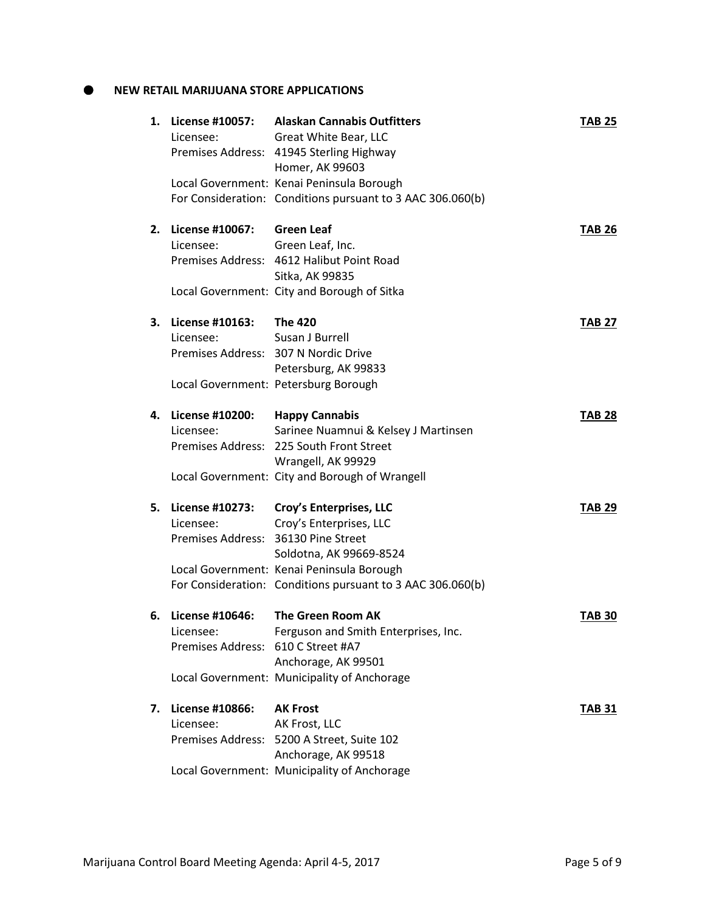## NEW RETAIL MARIJUANA STORE APPLICATIONS

1. **License #10057:** **Alaskan Cannabis Outfitters** **TAB 25**
   Licensee: Great White Bear, LLC
   Premises Address: 41945 Sterling Highway
   Homer, AK 99603
   Local Government: Kenai Peninsula Borough
   For Consideration: Conditions pursuant to 3 AAC 306.060(b)

2. **License #10067:** **Green Leaf** **TAB 26**
   Licensee: Green Leaf, Inc.
   Premises Address: 4612 Halibut Point Road
   Sitka, AK 99835
   Local Government: City and Borough of Sitka

3. **License #10163:** **The 420** **TAB 27**
   Licensee: Susan J Burrell
   Premises Address: 307 N Nordic Drive
   Petersburg, AK 99833
   Local Government: Petersburg Borough

4. **License #10200:** **Happy Cannabis** **TAB 28**
   Licensee: Sarinee Nuamnui & Kelsey J Martinsen
   Premises Address: 225 South Front Street
   Wrangell, AK 99929
   Local Government: City and Borough of Wrangell

5. **License #10273:** **Croy's Enterprises, LLC** **TAB 29**
   Licensee: Croy's Enterprises, LLC
   Premises Address: 36130 Pine Street
   Soldotna, AK 99669-8524
   Local Government: Kenai Peninsula Borough
   For Consideration: Conditions pursuant to 3 AAC 306.060(b)

6. **License #10646:** **The Green Room AK** **TAB 30**
   Licensee: Ferguson and Smith Enterprises, Inc.
   Premises Address: 610 C Street #A7
   Anchorage, AK 99501
   Local Government: Municipality of Anchorage

7. **License #10866:** **AK Frost** **TAB 31**
   Licensee: AK Frost, LLC
   Premises Address: 5200 A Street, Suite 102
   Anchorage, AK 99518
   Local Government: Municipality of Anchorage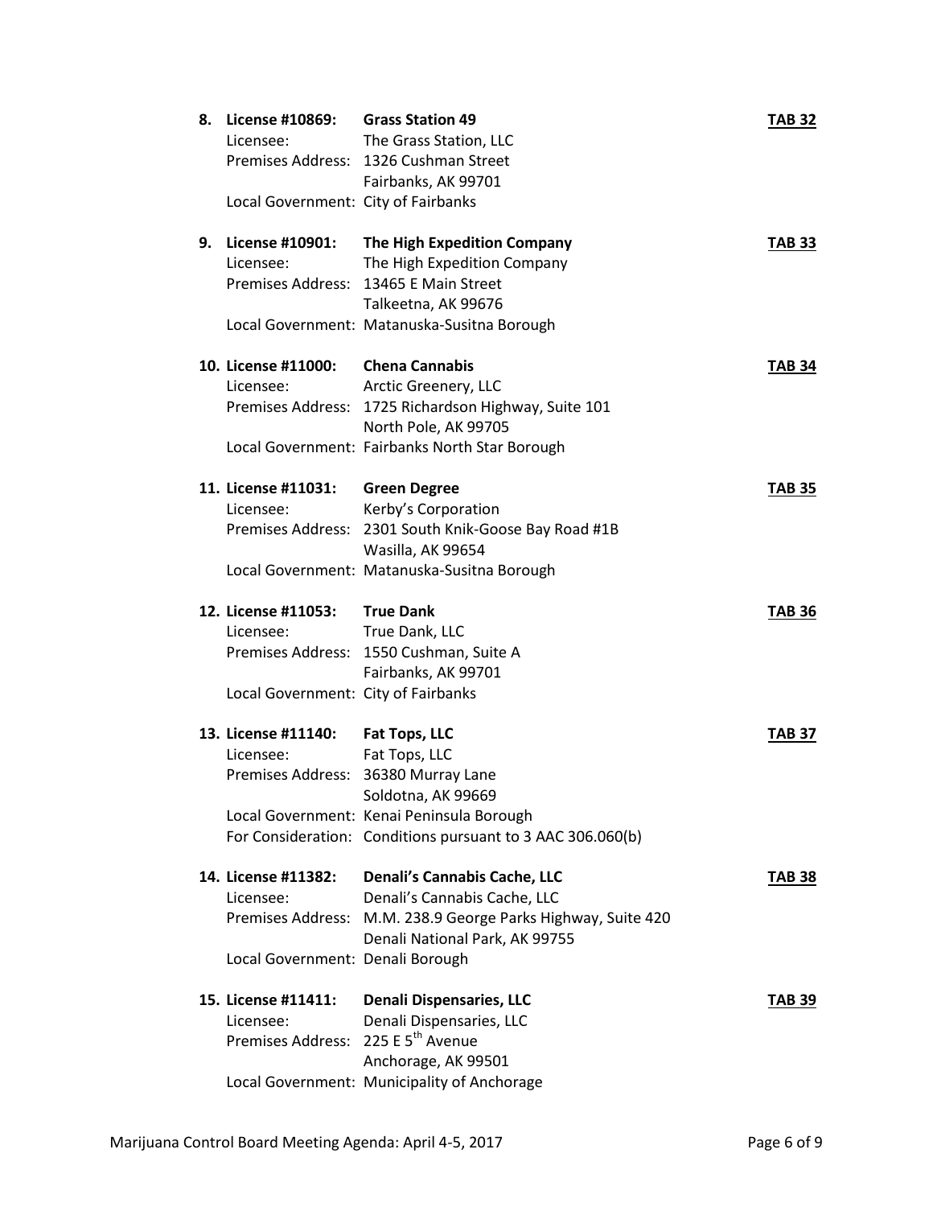8. **License #10869:** **Grass Station 49** **TAB 32**
   Licensee: The Grass Station, LLC
   Premises Address: 1326 Cushman Street
   Fairbanks, AK 99701
   Local Government: City of Fairbanks

9. **License #10901:** **The High Expedition Company** **TAB 33**
   Licensee: The High Expedition Company
   Premises Address: 13465 E Main Street
   Talkeetna, AK 99676
   Local Government: Matanuska-Susitna Borough

10. **License #11000:** **Chena Cannabis** **TAB 34**
    Licensee: Arctic Greenery, LLC
    Premises Address: 1725 Richardson Highway, Suite 101
    North Pole, AK 99705
    Local Government: Fairbanks North Star Borough

11. **License #11031:** **Green Degree** **TAB 35**
    Licensee: Kerby's Corporation
    Premises Address: 2301 South Knik-Goose Bay Road #1B
    Wasilla, AK 99654
    Local Government: Matanuska-Susitna Borough

12. **License #11053:** **True Dank** **TAB 36**
    Licensee: True Dank, LLC
    Premises Address: 1550 Cushman, Suite A
    Fairbanks, AK 99701
    Local Government: City of Fairbanks

13. **License #11140:** **Fat Tops, LLC** **TAB 37**
    Licensee: Fat Tops, LLC
    Premises Address: 36380 Murray Lane
    Soldotna, AK 99669
    Local Government: Kenai Peninsula Borough
    For Consideration: Conditions pursuant to 3 AAC 306.060(b)

14. **License #11382:** **Denali's Cannabis Cache, LLC** **TAB 38**
    Licensee: Denali's Cannabis Cache, LLC
    Premises Address: M.M. 238.9 George Parks Highway, Suite 420
    Denali National Park, AK 99755
    Local Government: Denali Borough

15. **License #11411:** **Denali Dispensaries, LLC** **TAB 39**
    Licensee: Denali Dispensaries, LLC
    Premises Address: 225 E 5th Avenue
    Anchorage, AK 99501
    Local Government: Municipality of Anchorage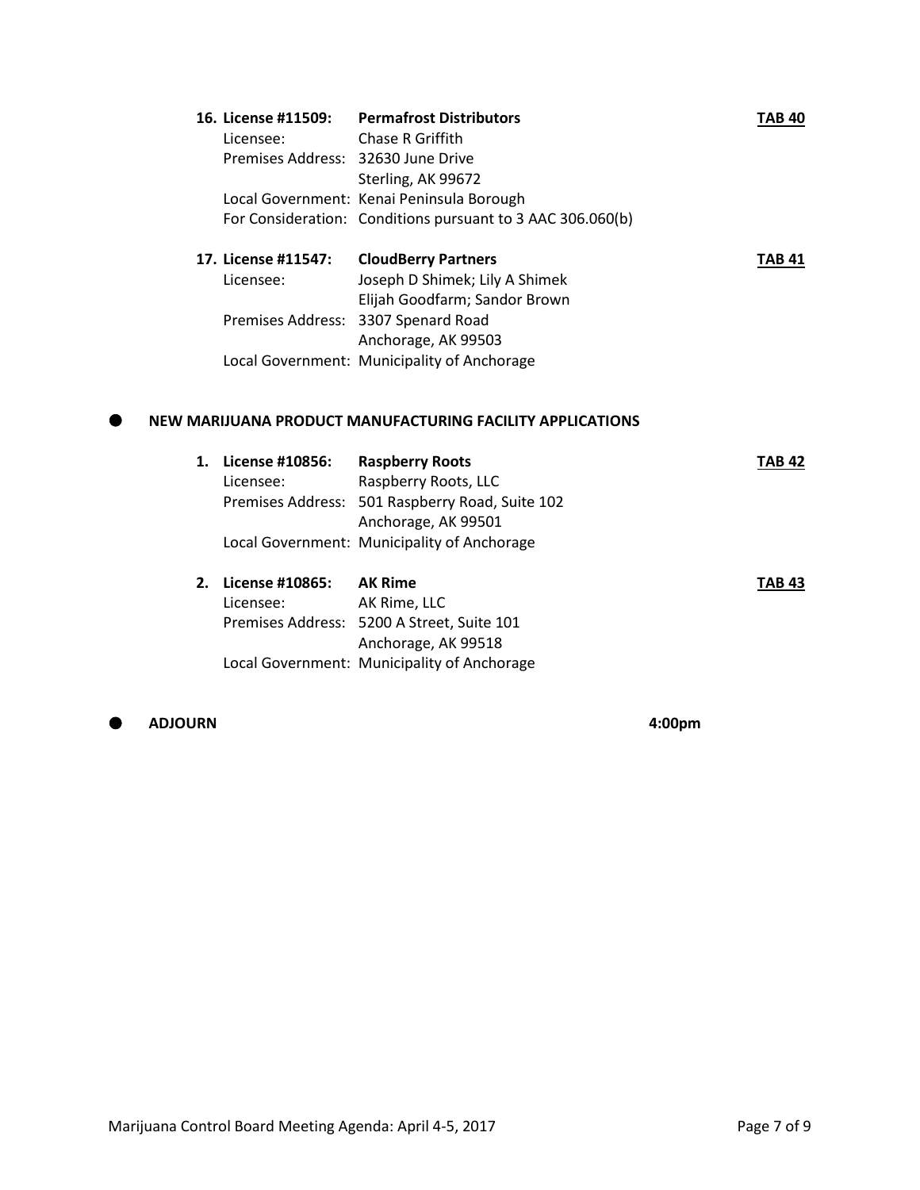**16. License #11509: Permafrost Distributors** **TAB 40**
Licensee: Chase R Griffith
Premises Address: 32630 June Drive
Sterling, AK 99672
Local Government: Kenai Peninsula Borough
For Consideration: Conditions pursuant to 3 AAC 306.060(b)

**17. License #11547: CloudBerry Partners** **TAB 41**
Licensee: Joseph D Shimek; Lily A Shimek
Elijah Goodfarm; Sandor Brown
Premises Address: 3307 Spenard Road
Anchorage, AK 99503
Local Government: Municipality of Anchorage

## NEW MARIJUANA PRODUCT MANUFACTURING FACILITY APPLICATIONS

**1. License #10856: Raspberry Roots** **TAB 42**
Licensee: Raspberry Roots, LLC
Premises Address: 501 Raspberry Road, Suite 102
Anchorage, AK 99501
Local Government: Municipality of Anchorage

**2. License #10865: AK Rime** **TAB 43**
Licensee: AK Rime, LLC
Premises Address: 5200 A Street, Suite 101
Anchorage, AK 99518
Local Government: Municipality of Anchorage

## ADJOURN **4:00pm**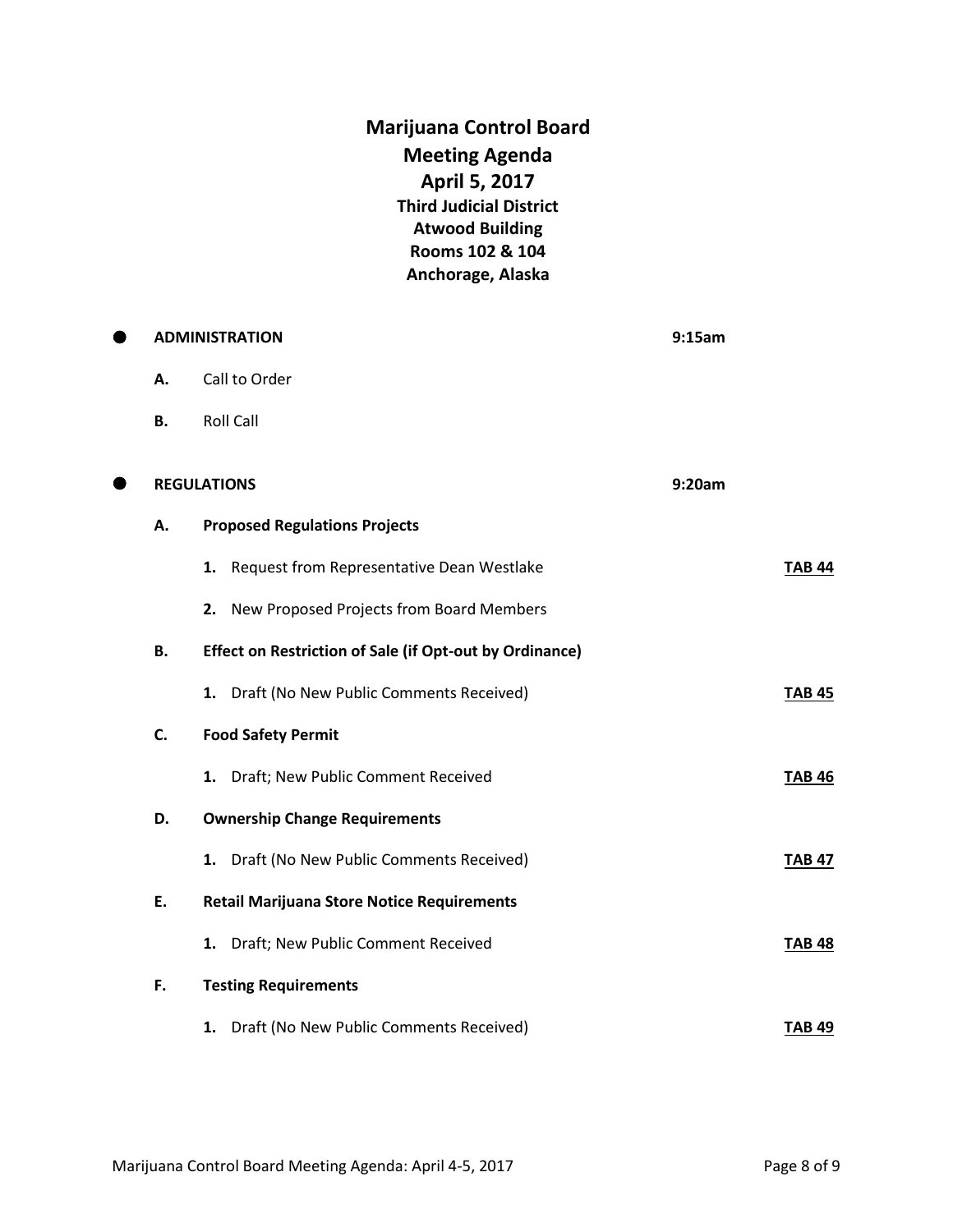# Marijuana Control Board
## Meeting Agenda
## April 5, 2017
### Third Judicial District
### Atwood Building
### Rooms 102 & 104
### Anchorage, Alaska

- **ADMINISTRATION** **9:15am**

  **A.** Call to Order

  **B.** Roll Call

- **REGULATIONS** **9:20am**

  **A. Proposed Regulations Projects**

  1. Request from Representative Dean Westlake **TAB 44**
  2. New Proposed Projects from Board Members

  **B. Effect on Restriction of Sale (if Opt-out by Ordinance)**

  1. Draft (No New Public Comments Received) **TAB 45**

  **C. Food Safety Permit**

  1. Draft; New Public Comment Received **TAB 46**

  **D. Ownership Change Requirements**

  1. Draft (No New Public Comments Received) **TAB 47**

  **E. Retail Marijuana Store Notice Requirements**

  1. Draft; New Public Comment Received **TAB 48**

  **F. Testing Requirements**

  1. Draft (No New Public Comments Received) **TAB 49**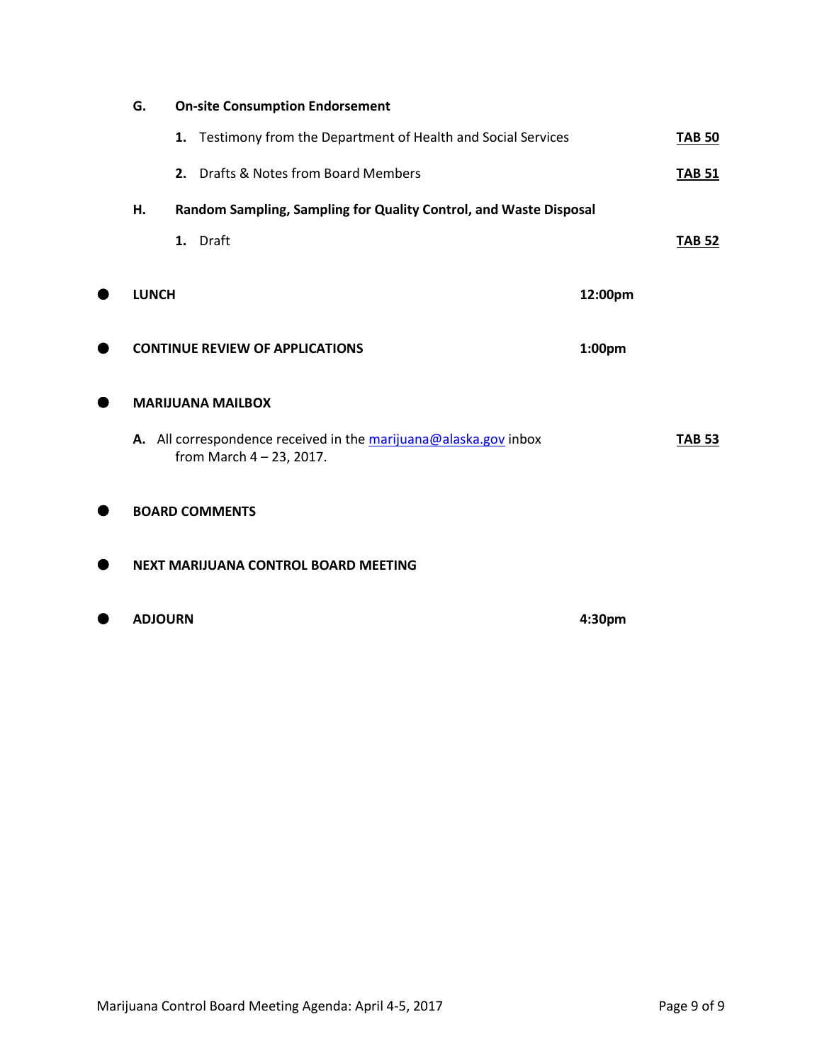**G. On-site Consumption Endorsement**

1. Testimony from the Department of Health and Social Services **TAB 50**
2. Drafts & Notes from Board Members **TAB 51**

**H. Random Sampling, Sampling for Quality Control, and Waste Disposal**

1. Draft **TAB 52**

- **LUNCH** **12:00pm**

- **CONTINUE REVIEW OF APPLICATIONS** **1:00pm**

- **MARIJUANA MAILBOX**

  **A.** All correspondence received in the marijuana@alaska.gov inbox from March 4 – 23, 2017. **TAB 53**

- **BOARD COMMENTS**

- **NEXT MARIJUANA CONTROL BOARD MEETING**

- **ADJOURN** **4:30pm**